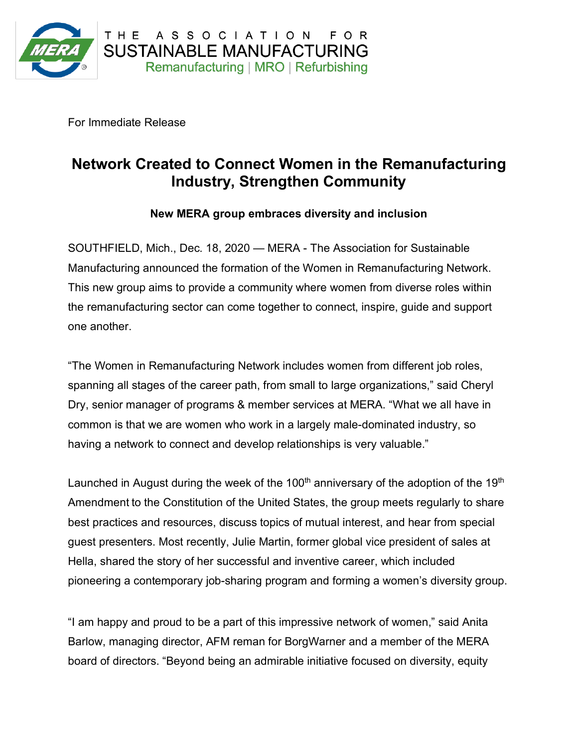THE ASSOCIATION FOR SUSTAINABLE MANUFACTURING
Remanufacturing | MRO | Refurbishing

For Immediate Release

# Network Created to Connect Women in the Remanufacturing Industry, Strengthen Community

**New MERA group embraces diversity and inclusion**

SOUTHFIELD, Mich., Dec. 18, 2020 — MERA - The Association for Sustainable Manufacturing announced the formation of the Women in Remanufacturing Network. This new group aims to provide a community where women from diverse roles within the remanufacturing sector can come together to connect, inspire, guide and support one another.

“The Women in Remanufacturing Network includes women from different job roles, spanning all stages of the career path, from small to large organizations,” said Cheryl Dry, senior manager of programs & member services at MERA. “What we all have in common is that we are women who work in a largely male-dominated industry, so having a network to connect and develop relationships is very valuable.”

Launched in August during the week of the 100th anniversary of the adoption of the 19th Amendment to the Constitution of the United States, the group meets regularly to share best practices and resources, discuss topics of mutual interest, and hear from special guest presenters. Most recently, Julie Martin, former global vice president of sales at Hella, shared the story of her successful and inventive career, which included pioneering a contemporary job-sharing program and forming a women’s diversity group.

“I am happy and proud to be a part of this impressive network of women,” said Anita Barlow, managing director, AFM reman for BorgWarner and a member of the MERA board of directors. “Beyond being an admirable initiative focused on diversity, equity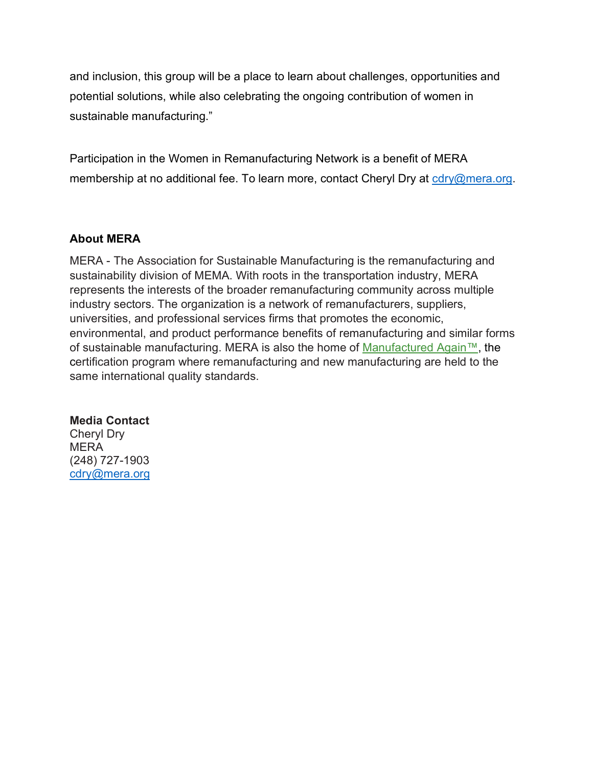and inclusion, this group will be a place to learn about challenges, opportunities and potential solutions, while also celebrating the ongoing contribution of women in sustainable manufacturing."

Participation in the Women in Remanufacturing Network is a benefit of MERA membership at no additional fee. To learn more, contact Cheryl Dry at cdry@mera.org.

**About MERA**

MERA - The Association for Sustainable Manufacturing is the remanufacturing and sustainability division of MEMA. With roots in the transportation industry, MERA represents the interests of the broader remanufacturing community across multiple industry sectors. The organization is a network of remanufacturers, suppliers, universities, and professional services firms that promotes the economic, environmental, and product performance benefits of remanufacturing and similar forms of sustainable manufacturing. MERA is also the home of Manufactured Again™, the certification program where remanufacturing and new manufacturing are held to the same international quality standards.

**Media Contact**
Cheryl Dry
MERA
(248) 727-1903
cdry@mera.org